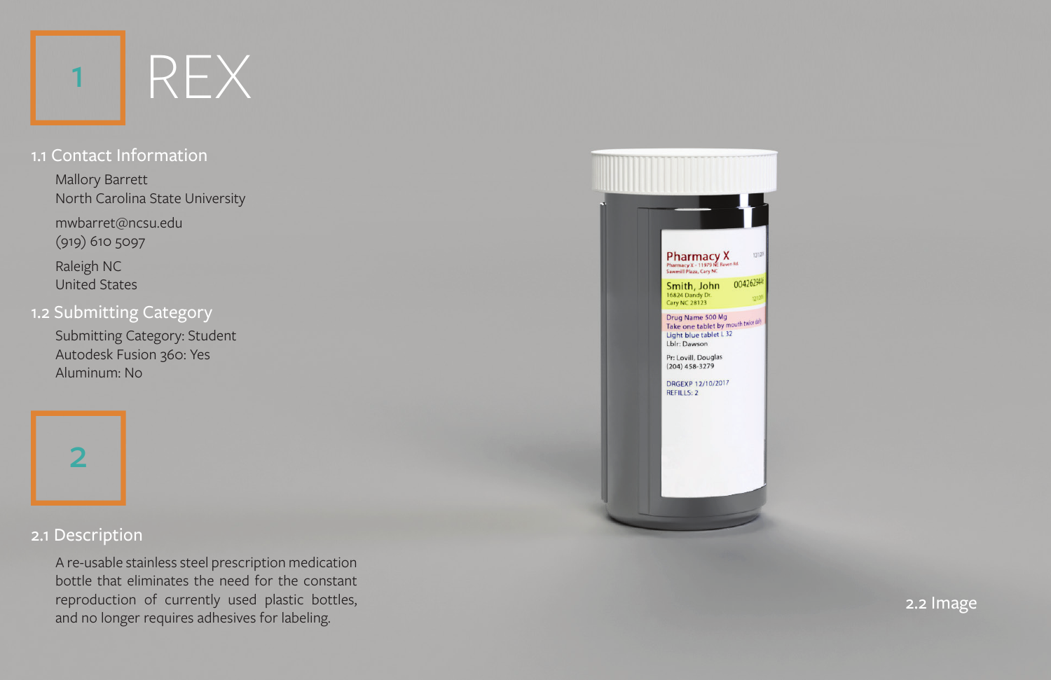# 1 REX

## 1.1 Contact Information

Mallory Barrett
North Carolina State University

mwbarret@ncsu.edu
(919) 610 5097

Raleigh NC
United States

## 1.2 Submitting Category

Submitting Category: Student
Autodesk Fusion 360: Yes
Aluminum: No

# 2

## 2.1 Description

A re-usable stainless steel prescription medication bottle that eliminates the need for the constant reproduction of currently used plastic bottles, and no longer requires adhesives for labeling.

## 2.2 Image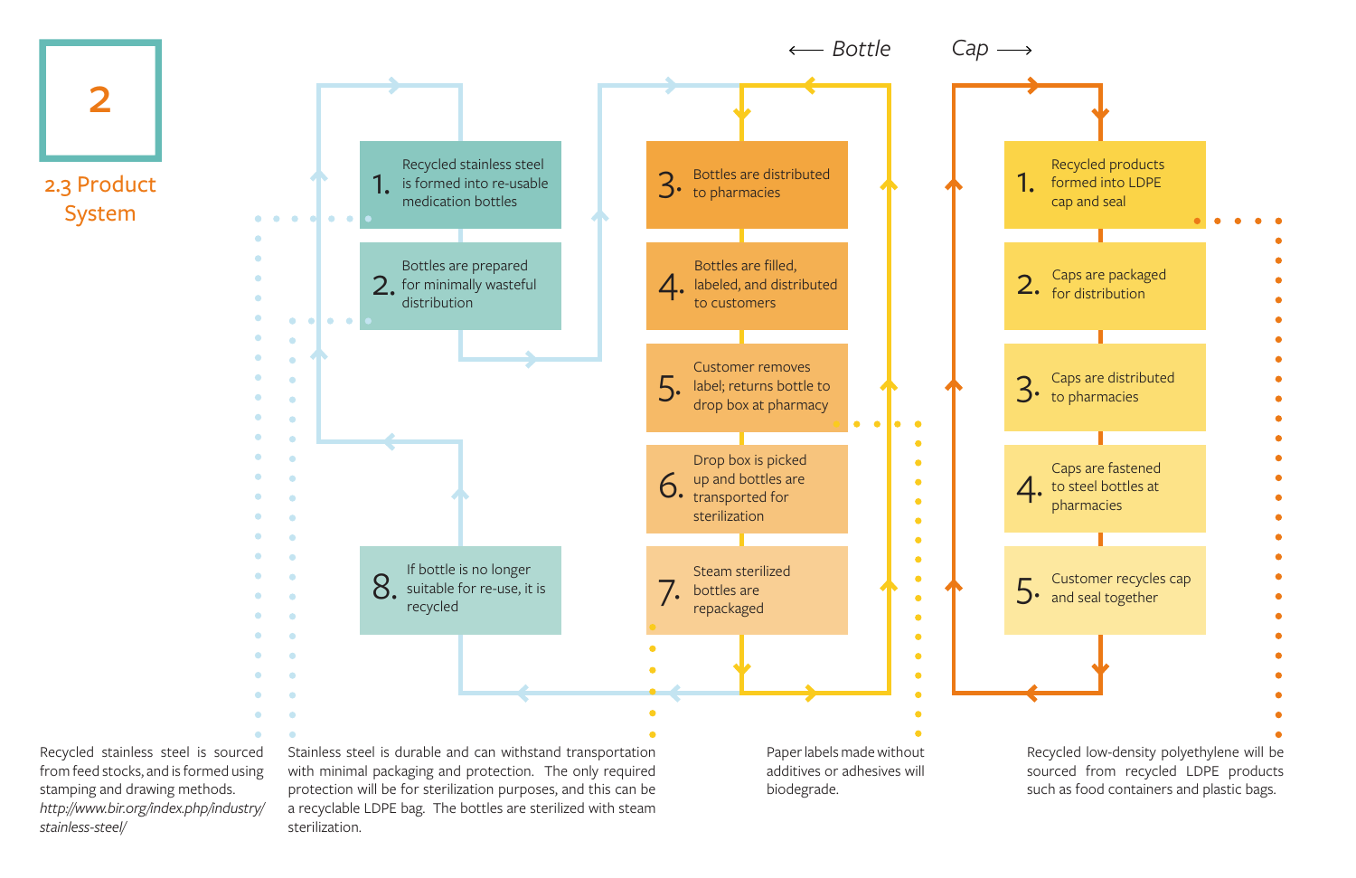# 2

## 2.3 Product System

← Bottle

Cap →

1. Recycled stainless steel is formed into re-usable medication bottles
2. Bottles are prepared for minimally wasteful distribution
3. Bottles are distributed to pharmacies
4. Bottles are filled, labeled, and distributed to customers
5. Customer removes label; returns bottle to drop box at pharmacy
6. Drop box is picked up and bottles are transported for sterilization
7. Steam sterilized bottles are repackaged
8. If bottle is no longer suitable for re-use, it is recycled

1. Recycled products formed into LDPE cap and seal
2. Caps are packaged for distribution
3. Caps are distributed to pharmacies
4. Caps are fastened to steel bottles at pharmacies
5. Customer recycles cap and seal together

Recycled stainless steel is sourced from feed stocks, and is formed using stamping and drawing methods. *http://www.bir.org/index.php/industry/stainless-steel/*

Stainless steel is durable and can withstand transportation with minimal packaging and protection. The only required protection will be for sterilization purposes, and this can be a recyclable LDPE bag. The bottles are sterilized with steam sterilization.

Paper labels made without additives or adhesives will biodegrade.

Recycled low-density polyethylene will be sourced from recycled LDPE products such as food containers and plastic bags.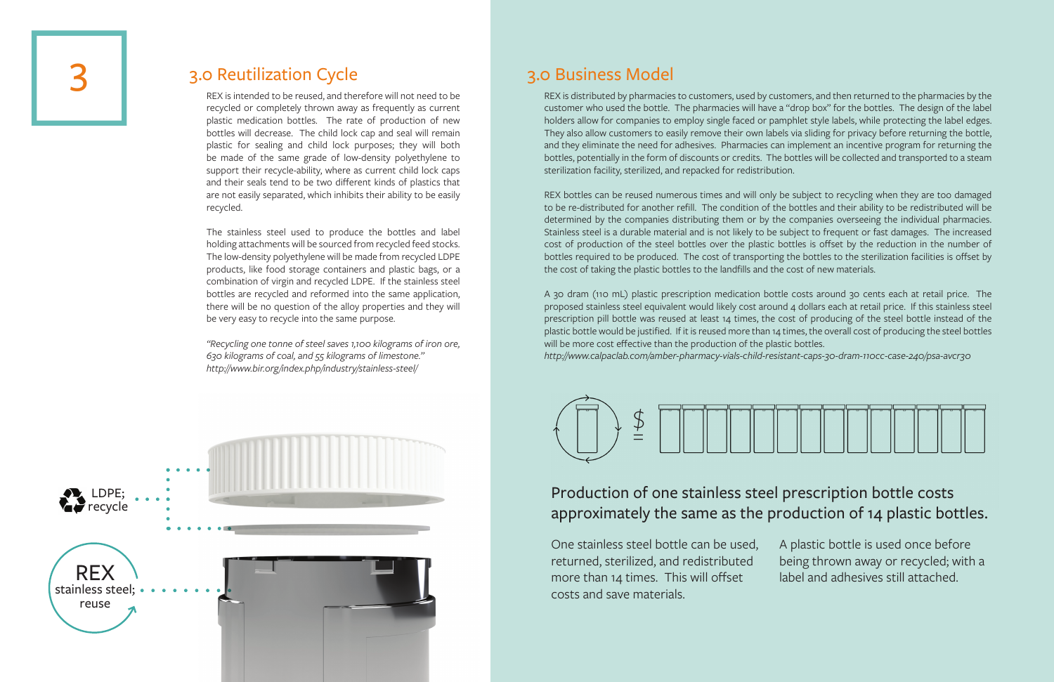## 3.0 Reutilization Cycle

REX is intended to be reused, and therefore will not need to be recycled or completely thrown away as frequently as current plastic medication bottles. The rate of production of new bottles will decrease. The child lock cap and seal will remain plastic for sealing and child lock purposes; they will both be made of the same grade of low-density polyethylene to support their recycle-ability, where as current child lock caps and their seals tend to be two different kinds of plastics that are not easily separated, which inhibits their ability to be easily recycled.

The stainless steel used to produce the bottles and label holding attachments will be sourced from recycled feed stocks. The low-density polyethylene will be made from recycled LDPE products, like food storage containers and plastic bags, or a combination of virgin and recycled LDPE. If the stainless steel bottles are recycled and reformed into the same application, there will be no question of the alloy properties and they will be very easy to recycle into the same purpose.

*"Recycling one tonne of steel saves 1,100 kilograms of iron ore, 630 kilograms of coal, and 55 kilograms of limestone."*
*http://www.bir.org/index.php/industry/stainless-steel/*

LDPE; recycle

REX stainless steel; reuse

## 3.0 Business Model

REX is distributed by pharmacies to customers, used by customers, and then returned to the pharmacies by the customer who used the bottle. The pharmacies will have a "drop box" for the bottles. The design of the label holders allow for companies to employ single faced or pamphlet style labels, while protecting the label edges. They also allow customers to easily remove their own labels via sliding for privacy before returning the bottle, and they eliminate the need for adhesives. Pharmacies can implement an incentive program for returning the bottles, potentially in the form of discounts or credits. The bottles will be collected and transported to a steam sterilization facility, sterilized, and repacked for redistribution.

REX bottles can be reused numerous times and will only be subject to recycling when they are too damaged to be re-distributed for another refill. The condition of the bottles and their ability to be redistributed will be determined by the companies distributing them or by the companies overseeing the individual pharmacies. Stainless steel is a durable material and is not likely to be subject to frequent or fast damages. The increased cost of production of the steel bottles over the plastic bottles is offset by the reduction in the number of bottles required to be produced. The cost of transporting the bottles to the sterilization facilities is offset by the cost of taking the plastic bottles to the landfills and the cost of new materials.

A 30 dram (110 mL) plastic prescription medication bottle costs around 30 cents each at retail price. The proposed stainless steel equivalent would likely cost around 4 dollars each at retail price. If this stainless steel prescription pill bottle was reused at least 14 times, the cost of producing of the steel bottle instead of the plastic bottle would be justified. If it is reused more than 14 times, the overall cost of producing the steel bottles will be more cost effective than the production of the plastic bottles.
*http://www.calpaclab.com/amber-pharmacy-vials-child-resistant-caps-30-dram-110cc-case-240/psa-avcr30*

$ =

Production of one stainless steel prescription bottle costs approximately the same as the production of 14 plastic bottles.

One stainless steel bottle can be used, returned, sterilized, and redistributed more than 14 times. This will offset costs and save materials.

A plastic bottle is used once before being thrown away or recycled; with a label and adhesives still attached.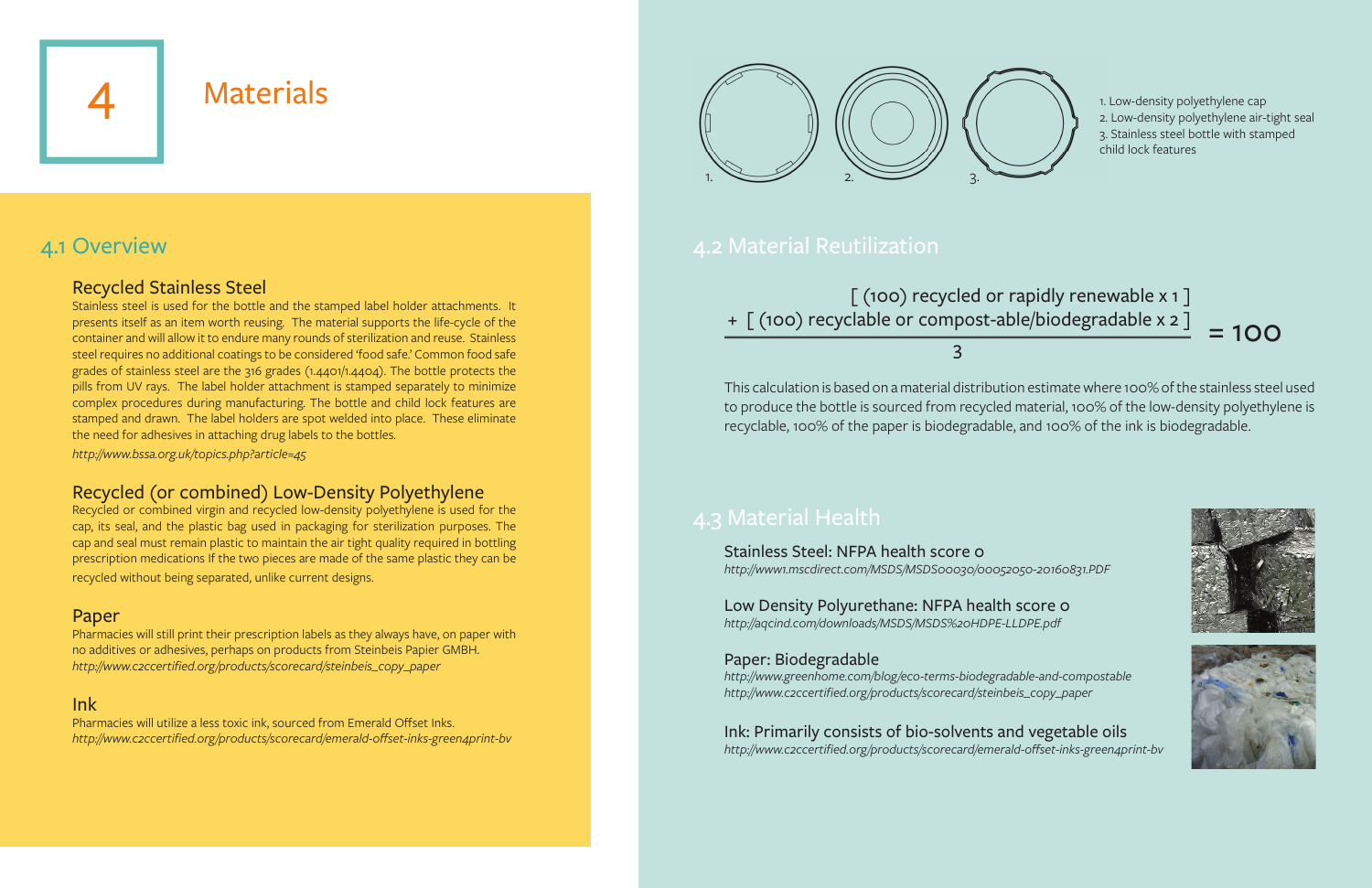# 4 Materials

## 4.1 Overview

### Recycled Stainless Steel

Stainless steel is used for the bottle and the stamped label holder attachments. It presents itself as an item worth reusing. The material supports the life-cycle of the container and will allow it to endure many rounds of sterilization and reuse. Stainless steel requires no additional coatings to be considered 'food safe.' Common food safe grades of stainless steel are the 316 grades (1.4401/1.4404). The bottle protects the pills from UV rays. The label holder attachment is stamped separately to minimize complex procedures during manufacturing. The bottle and child lock features are stamped and drawn. The label holders are spot welded into place. These eliminate the need for adhesives in attaching drug labels to the bottles.

*http://www.bssa.org.uk/topics.php?article=45*

### Recycled (or combined) Low-Density Polyethylene

Recycled or combined virgin and recycled low-density polyethylene is used for the cap, its seal, and the plastic bag used in packaging for sterilization purposes. The cap and seal must remain plastic to maintain the air tight quality required in bottling prescription medications If the two pieces are made of the same plastic they can be recycled without being separated, unlike current designs.

### Paper

Pharmacies will still print their prescription labels as they always have, on paper with no additives or adhesives, perhaps on products from Steinbeis Papier GMBH.

*http://www.c2ccertified.org/products/scorecard/steinbeis_copy_paper*

### Ink

Pharmacies will utilize a less toxic ink, sourced from Emerald Offset Inks.

*http://www.c2ccertified.org/products/scorecard/emerald-offset-inks-green4print-bv*

1. Low-density polyethylene cap
2. Low-density polyethylene air-tight seal
3. Stainless steel bottle with stamped child lock features

## 4.2 Material Reutilization

$$\frac{[\ (100)\ \text{recycled or rapidly renewable} \times 1\ ] + [\ (100)\ \text{recyclable or compost-able/biodegradable} \times 2\ ]}{3} = 100$$

This calculation is based on a material distribution estimate where 100% of the stainless steel used to produce the bottle is sourced from recycled material, 100% of the low-density polyethylene is recyclable, 100% of the paper is biodegradable, and 100% of the ink is biodegradable.

## 4.3 Material Health

### Stainless Steel: NFPA health score 0

*http://www1.mscdirect.com/MSDS/MSDS00030/00052050-20160831.PDF*

### Low Density Polyurethane: NFPA health score 0

*http://aqcind.com/downloads/MSDS/MSDS%20HDPE-LLDPE.pdf*

### Paper: Biodegradable

*http://www.greenhome.com/blog/eco-terms-biodegradable-and-compostable*
*http://www.c2ccertified.org/products/scorecard/steinbeis_copy_paper*

### Ink: Primarily consists of bio-solvents and vegetable oils

*http://www.c2ccertified.org/products/scorecard/emerald-offset-inks-green4print-bv*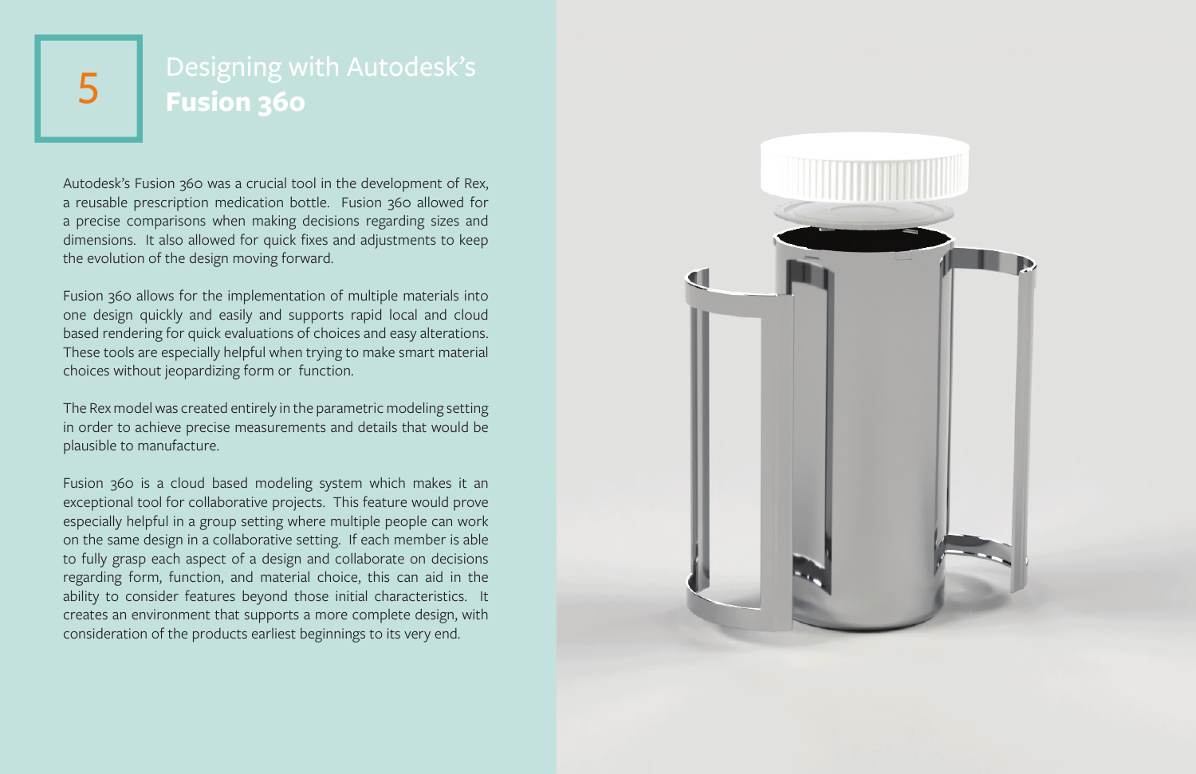# 5 Designing with Autodesk's **Fusion 360**

Autodesk's Fusion 360 was a crucial tool in the development of Rex, a reusable prescription medication bottle. Fusion 360 allowed for a precise comparisons when making decisions regarding sizes and dimensions. It also allowed for quick fixes and adjustments to keep the evolution of the design moving forward.

Fusion 360 allows for the implementation of multiple materials into one design quickly and easily and supports rapid local and cloud based rendering for quick evaluations of choices and easy alterations. These tools are especially helpful when trying to make smart material choices without jeopardizing form or function.

The Rex model was created entirely in the parametric modeling setting in order to achieve precise measurements and details that would be plausible to manufacture.

Fusion 360 is a cloud based modeling system which makes it an exceptional tool for collaborative projects. This feature would prove especially helpful in a group setting where multiple people can work on the same design in a collaborative setting. If each member is able to fully grasp each aspect of a design and collaborate on decisions regarding form, function, and material choice, this can aid in the ability to consider features beyond those initial characteristics. It creates an environment that supports a more complete design, with consideration of the products earliest beginnings to its very end.